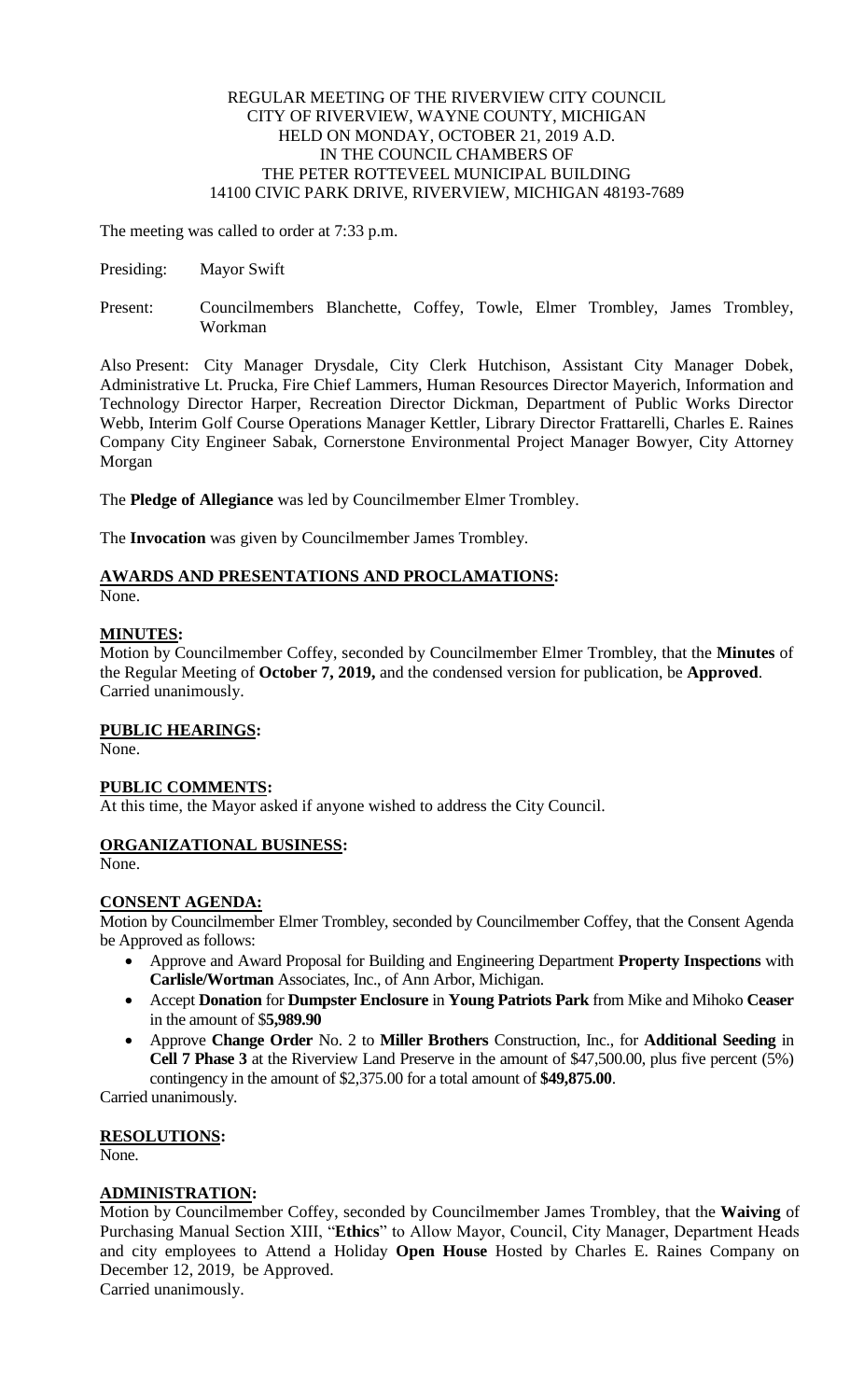REGULAR MEETING OF THE RIVERVIEW CITY COUNCIL
CITY OF RIVERVIEW, WAYNE COUNTY, MICHIGAN
HELD ON MONDAY, OCTOBER 21, 2019 A.D.
IN THE COUNCIL CHAMBERS OF
THE PETER ROTTEVEEL MUNICIPAL BUILDING
14100 CIVIC PARK DRIVE, RIVERVIEW, MICHIGAN 48193-7689

The meeting was called to order at 7:33 p.m.

Presiding: Mayor Swift

Present: Councilmembers Blanchette, Coffey, Towle, Elmer Trombley, James Trombley, Workman

Also Present: City Manager Drysdale, City Clerk Hutchison, Assistant City Manager Dobek, Administrative Lt. Prucka, Fire Chief Lammers, Human Resources Director Mayerich, Information and Technology Director Harper, Recreation Director Dickman, Department of Public Works Director Webb, Interim Golf Course Operations Manager Kettler, Library Director Frattarelli, Charles E. Raines Company City Engineer Sabak, Cornerstone Environmental Project Manager Bowyer, City Attorney Morgan

The **Pledge of Allegiance** was led by Councilmember Elmer Trombley.

The **Invocation** was given by Councilmember James Trombley.

## AWARDS AND PRESENTATIONS AND PROCLAMATIONS:

None.

## MINUTES:

Motion by Councilmember Coffey, seconded by Councilmember Elmer Trombley, that the **Minutes** of the Regular Meeting of **October 7, 2019,** and the condensed version for publication, be **Approved**. Carried unanimously.

## PUBLIC HEARINGS:

None.

## PUBLIC COMMENTS:

At this time, the Mayor asked if anyone wished to address the City Council.

## ORGANIZATIONAL BUSINESS:

None.

## CONSENT AGENDA:

Motion by Councilmember Elmer Trombley, seconded by Councilmember Coffey, that the Consent Agenda be Approved as follows:

- Approve and Award Proposal for Building and Engineering Department **Property Inspections** with **Carlisle/Wortman** Associates, Inc., of Ann Arbor, Michigan.
- Accept **Donation** for **Dumpster Enclosure** in **Young Patriots Park** from Mike and Mihoko **Ceaser** in the amount of $**5,989.90**
- Approve **Change Order** No. 2 to **Miller Brothers** Construction, Inc., for **Additional Seeding** in **Cell 7 Phase 3** at the Riverview Land Preserve in the amount of $47,500.00, plus five percent (5%) contingency in the amount of $2,375.00 for a total amount of **$49,875.00**.

Carried unanimously.

## RESOLUTIONS:

None.

## ADMINISTRATION:

Motion by Councilmember Coffey, seconded by Councilmember James Trombley, that the **Waiving** of Purchasing Manual Section XIII, "**Ethics**" to Allow Mayor, Council, City Manager, Department Heads and city employees to Attend a Holiday **Open House** Hosted by Charles E. Raines Company on December 12, 2019, be Approved.
Carried unanimously.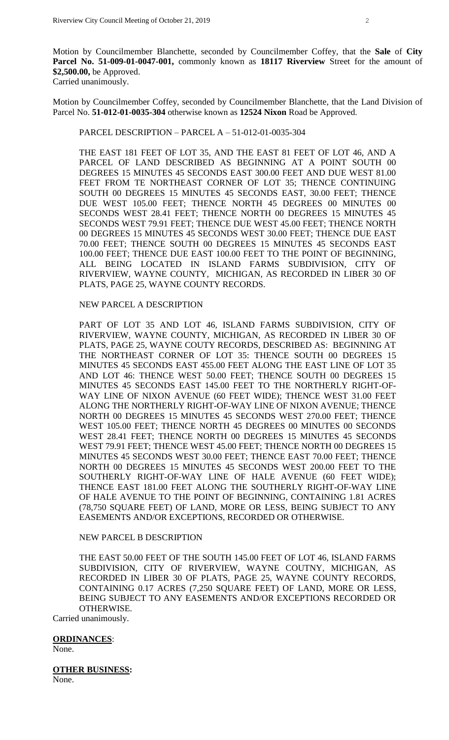Motion by Councilmember Blanchette, seconded by Councilmember Coffey, that the **Sale** of **City Parcel No. 51-009-01-0047-001,** commonly known as **18117 Riverview** Street for the amount of **$2,500.00,** be Approved.
Carried unanimously.

Motion by Councilmember Coffey, seconded by Councilmember Blanchette, that the Land Division of Parcel No. **51-012-01-0035-304** otherwise known as **12524 Nixon** Road be Approved.

PARCEL DESCRIPTION – PARCEL A – 51-012-01-0035-304

THE EAST 181 FEET OF LOT 35, AND THE EAST 81 FEET OF LOT 46, AND A PARCEL OF LAND DESCRIBED AS BEGINNING AT A POINT SOUTH 00 DEGREES 15 MINUTES 45 SECONDS EAST 300.00 FEET AND DUE WEST 81.00 FEET FROM TE NORTHEAST CORNER OF LOT 35; THENCE CONTINUING SOUTH 00 DEGREES 15 MINUTES 45 SECONDS EAST, 30.00 FEET; THENCE DUE WEST 105.00 FEET; THENCE NORTH 45 DEGREES 00 MINUTES 00 SECONDS WEST 28.41 FEET; THENCE NORTH 00 DEGREES 15 MINUTES 45 SECONDS WEST 79.91 FEET; THENCE DUE WEST 45.00 FEET; THENCE NORTH 00 DEGREES 15 MINUTES 45 SECONDS WEST 30.00 FEET; THENCE DUE EAST 70.00 FEET; THENCE SOUTH 00 DEGREES 15 MINUTES 45 SECONDS EAST 100.00 FEET; THENCE DUE EAST 100.00 FEET TO THE POINT OF BEGINNING, ALL BEING LOCATED IN ISLAND FARMS SUBDIVISION, CITY OF RIVERVIEW, WAYNE COUNTY, MICHIGAN, AS RECORDED IN LIBER 30 OF PLATS, PAGE 25, WAYNE COUNTY RECORDS.

NEW PARCEL A DESCRIPTION

PART OF LOT 35 AND LOT 46, ISLAND FARMS SUBDIVISION, CITY OF RIVERVIEW, WAYNE COUNTY, MICHIGAN, AS RECORDED IN LIBER 30 OF PLATS, PAGE 25, WAYNE COUTY RECORDS, DESCRIBED AS: BEGINNING AT THE NORTHEAST CORNER OF LOT 35: THENCE SOUTH 00 DEGREES 15 MINUTES 45 SECONDS EAST 455.00 FEET ALONG THE EAST LINE OF LOT 35 AND LOT 46: THENCE WEST 50.00 FEET; THENCE SOUTH 00 DEGREES 15 MINUTES 45 SECONDS EAST 145.00 FEET TO THE NORTHERLY RIGHT-OF-WAY LINE OF NIXON AVENUE (60 FEET WIDE); THENCE WEST 31.00 FEET ALONG THE NORTHERLY RIGHT-OF-WAY LINE OF NIXON AVENUE; THENCE NORTH 00 DEGREES 15 MINUTES 45 SECONDS WEST 270.00 FEET; THENCE WEST 105.00 FEET; THENCE NORTH 45 DEGREES 00 MINUTES 00 SECONDS WEST 28.41 FEET; THENCE NORTH 00 DEGREES 15 MINUTES 45 SECONDS WEST 79.91 FEET; THENCE WEST 45.00 FEET; THENCE NORTH 00 DEGREES 15 MINUTES 45 SECONDS WEST 30.00 FEET; THENCE EAST 70.00 FEET; THENCE NORTH 00 DEGREES 15 MINUTES 45 SECONDS WEST 200.00 FEET TO THE SOUTHERLY RIGHT-OF-WAY LINE OF HALE AVENUE (60 FEET WIDE); THENCE EAST 181.00 FEET ALONG THE SOUTHERLY RIGHT-OF-WAY LINE OF HALE AVENUE TO THE POINT OF BEGINNING, CONTAINING 1.81 ACRES (78,750 SQUARE FEET) OF LAND, MORE OR LESS, BEING SUBJECT TO ANY EASEMENTS AND/OR EXCEPTIONS, RECORDED OR OTHERWISE.

NEW PARCEL B DESCRIPTION

THE EAST 50.00 FEET OF THE SOUTH 145.00 FEET OF LOT 46, ISLAND FARMS SUBDIVISION, CITY OF RIVERVIEW, WAYNE COUTNY, MICHIGAN, AS RECORDED IN LIBER 30 OF PLATS, PAGE 25, WAYNE COUNTY RECORDS, CONTAINING 0.17 ACRES (7,250 SQUARE FEET) OF LAND, MORE OR LESS, BEING SUBJECT TO ANY EASEMENTS AND/OR EXCEPTIONS RECORDED OR OTHERWISE.

Carried unanimously.

**ORDINANCES**:
None.

**OTHER BUSINESS:**
None.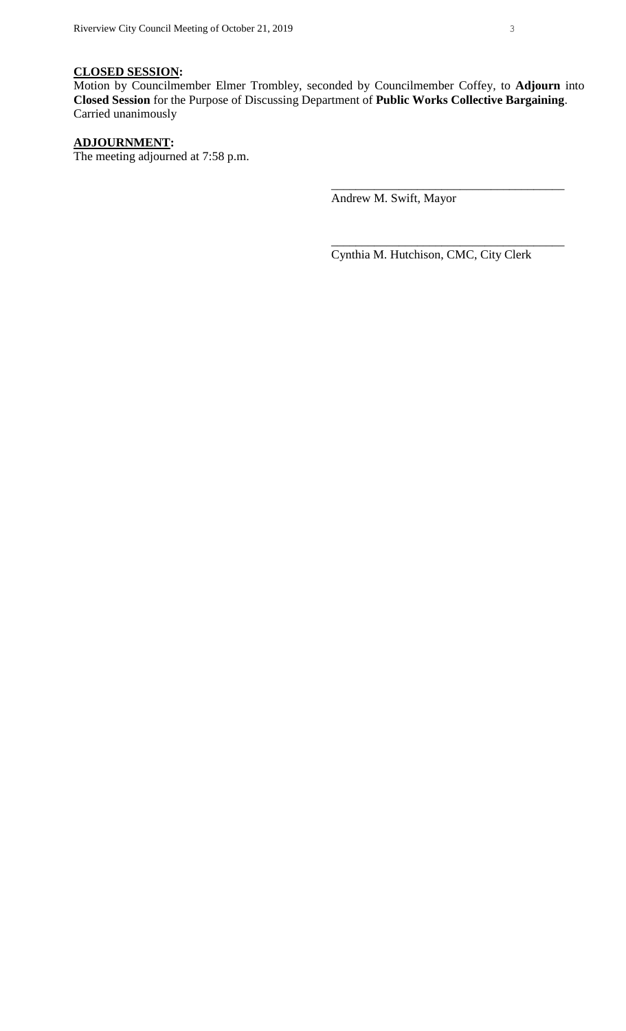**CLOSED SESSION:**
Motion by Councilmember Elmer Trombley, seconded by Councilmember Coffey, to **Adjourn** into **Closed Session** for the Purpose of Discussing Department of **Public Works Collective Bargaining**. Carried unanimously

**ADJOURNMENT:**
The meeting adjourned at 7:58 p.m.

______________________________________
Andrew M. Swift, Mayor

______________________________________
Cynthia M. Hutchison, CMC, City Clerk